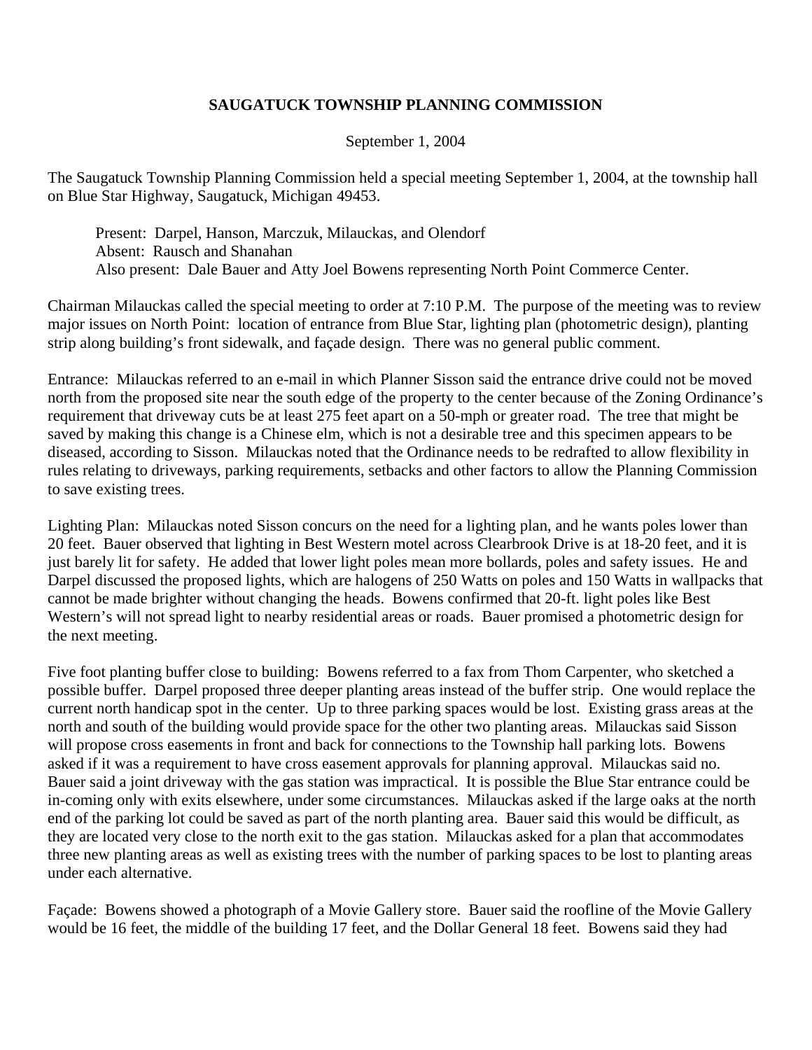# SAUGATUCK TOWNSHIP PLANNING COMMISSION

September 1, 2004

The Saugatuck Township Planning Commission held a special meeting September 1, 2004, at the township hall on Blue Star Highway, Saugatuck, Michigan 49453.

Present: Darpel, Hanson, Marczuk, Milauckas, and Olendorf
Absent: Rausch and Shanahan
Also present: Dale Bauer and Atty Joel Bowens representing North Point Commerce Center.

Chairman Milauckas called the special meeting to order at 7:10 P.M. The purpose of the meeting was to review major issues on North Point: location of entrance from Blue Star, lighting plan (photometric design), planting strip along building's front sidewalk, and façade design. There was no general public comment.

Entrance: Milauckas referred to an e-mail in which Planner Sisson said the entrance drive could not be moved north from the proposed site near the south edge of the property to the center because of the Zoning Ordinance's requirement that driveway cuts be at least 275 feet apart on a 50-mph or greater road. The tree that might be saved by making this change is a Chinese elm, which is not a desirable tree and this specimen appears to be diseased, according to Sisson. Milauckas noted that the Ordinance needs to be redrafted to allow flexibility in rules relating to driveways, parking requirements, setbacks and other factors to allow the Planning Commission to save existing trees.

Lighting Plan: Milauckas noted Sisson concurs on the need for a lighting plan, and he wants poles lower than 20 feet. Bauer observed that lighting in Best Western motel across Clearbrook Drive is at 18-20 feet, and it is just barely lit for safety. He added that lower light poles mean more bollards, poles and safety issues. He and Darpel discussed the proposed lights, which are halogens of 250 Watts on poles and 150 Watts in wallpacks that cannot be made brighter without changing the heads. Bowens confirmed that 20-ft. light poles like Best Western's will not spread light to nearby residential areas or roads. Bauer promised a photometric design for the next meeting.

Five foot planting buffer close to building: Bowens referred to a fax from Thom Carpenter, who sketched a possible buffer. Darpel proposed three deeper planting areas instead of the buffer strip. One would replace the current north handicap spot in the center. Up to three parking spaces would be lost. Existing grass areas at the north and south of the building would provide space for the other two planting areas. Milauckas said Sisson will propose cross easements in front and back for connections to the Township hall parking lots. Bowens asked if it was a requirement to have cross easement approvals for planning approval. Milauckas said no. Bauer said a joint driveway with the gas station was impractical. It is possible the Blue Star entrance could be in-coming only with exits elsewhere, under some circumstances. Milauckas asked if the large oaks at the north end of the parking lot could be saved as part of the north planting area. Bauer said this would be difficult, as they are located very close to the north exit to the gas station. Milauckas asked for a plan that accommodates three new planting areas as well as existing trees with the number of parking spaces to be lost to planting areas under each alternative.

Façade: Bowens showed a photograph of a Movie Gallery store. Bauer said the roofline of the Movie Gallery would be 16 feet, the middle of the building 17 feet, and the Dollar General 18 feet. Bowens said they had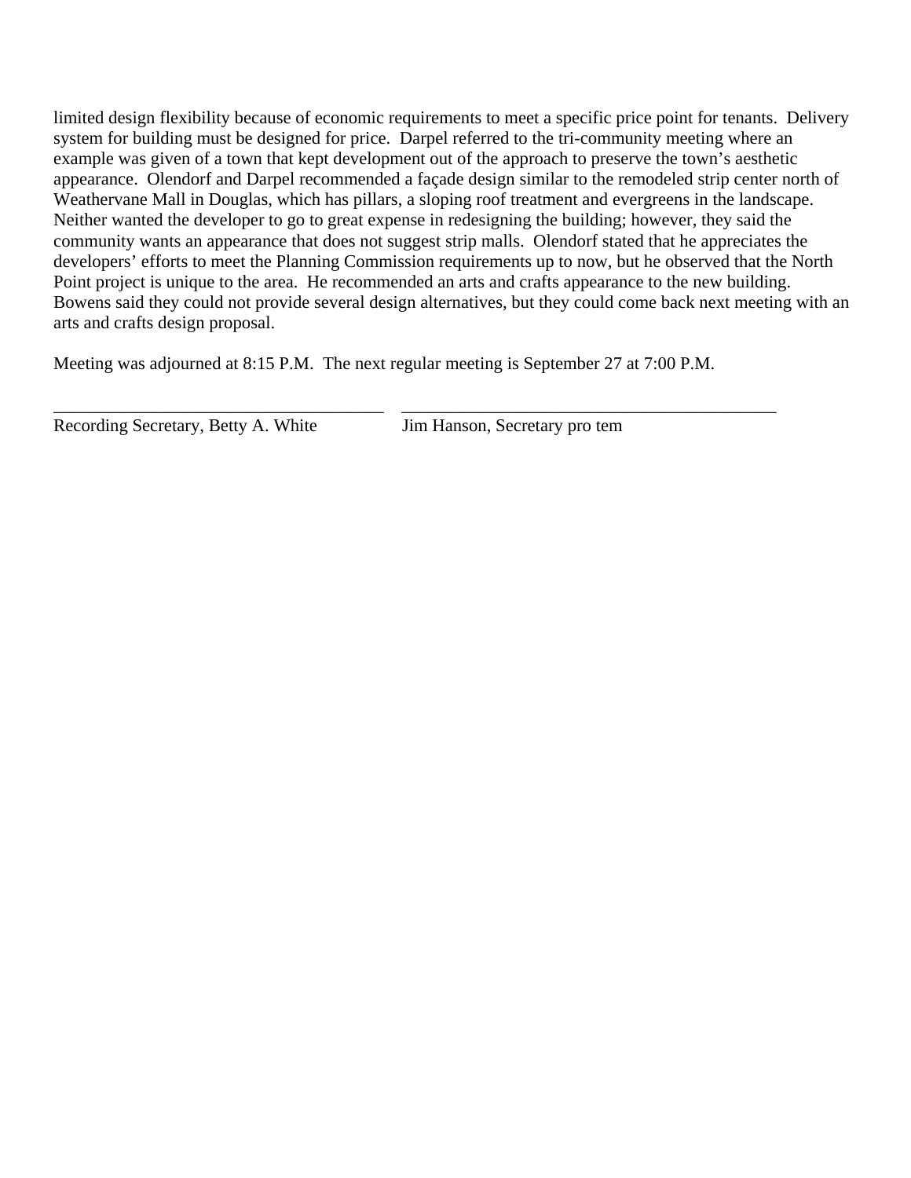limited design flexibility because of economic requirements to meet a specific price point for tenants. Delivery system for building must be designed for price. Darpel referred to the tri-community meeting where an example was given of a town that kept development out of the approach to preserve the town's aesthetic appearance. Olendorf and Darpel recommended a façade design similar to the remodeled strip center north of Weathervane Mall in Douglas, which has pillars, a sloping roof treatment and evergreens in the landscape. Neither wanted the developer to go to great expense in redesigning the building; however, they said the community wants an appearance that does not suggest strip malls. Olendorf stated that he appreciates the developers' efforts to meet the Planning Commission requirements up to now, but he observed that the North Point project is unique to the area. He recommended an arts and crafts appearance to the new building. Bowens said they could not provide several design alternatives, but they could come back next meeting with an arts and crafts design proposal.

Meeting was adjourned at 8:15 P.M. The next regular meeting is September 27 at 7:00 P.M.

\_\_\_\_\_\_\_\_\_\_\_\_\_\_\_\_\_\_\_\_\_\_\_\_\_\_\_\_\_\_\_\_\_\_\_\_\_\_ \_\_\_\_\_\_\_\_\_\_\_\_\_\_\_\_\_\_\_\_\_\_\_\_\_\_\_\_\_\_\_\_\_\_\_\_\_\_\_\_\_\_\_

Recording Secretary, Betty A. White Jim Hanson, Secretary pro tem